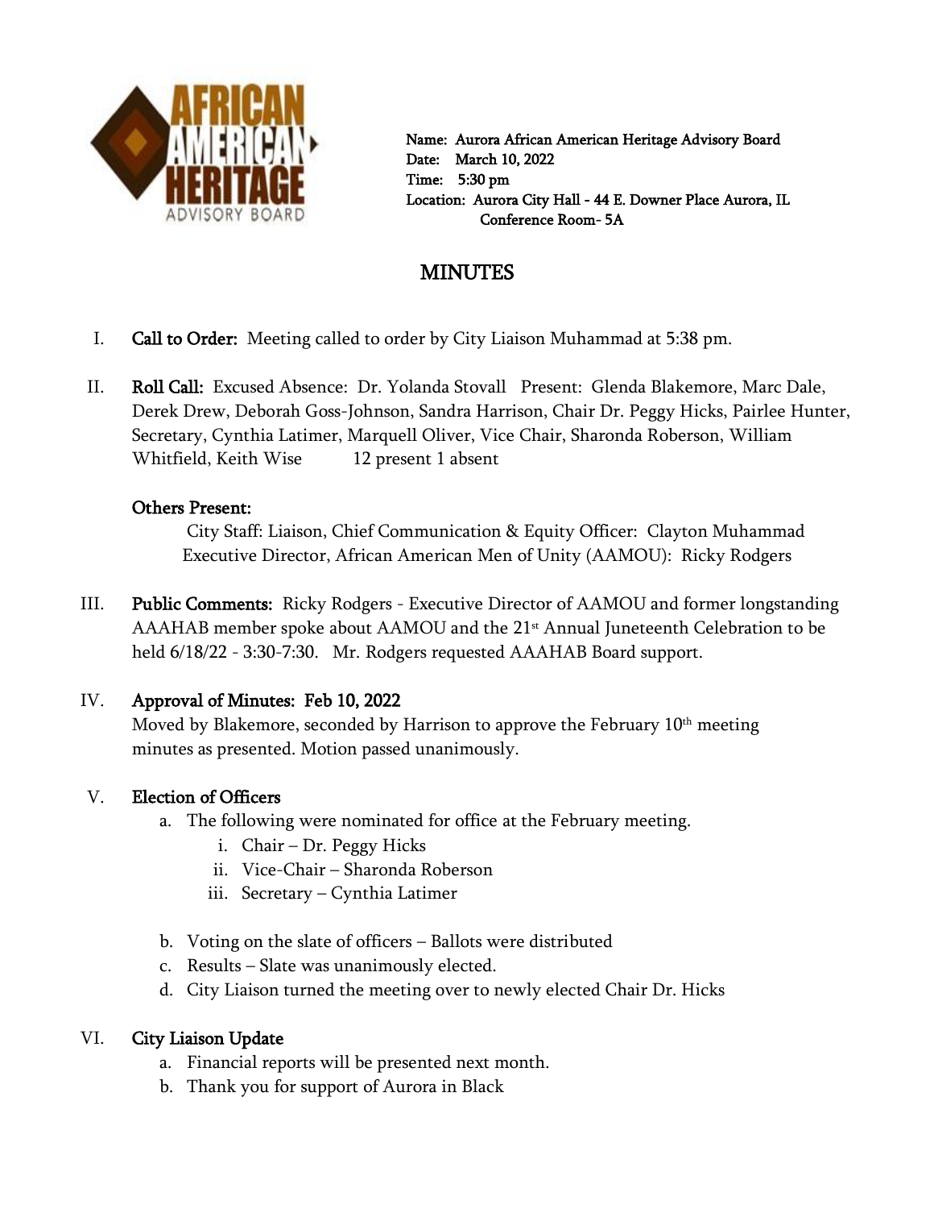**Name:** Aurora African American Heritage Advisory Board
**Date:** March 10, 2022
**Time:** 5:30 pm
**Location:** Aurora City Hall - 44 E. Downer Place Aurora, IL
Conference Room- 5A

# MINUTES

I. **Call to Order:** Meeting called to order by City Liaison Muhammad at 5:38 pm.

II. **Roll Call:** Excused Absence: Dr. Yolanda Stovall Present: Glenda Blakemore, Marc Dale, Derek Drew, Deborah Goss-Johnson, Sandra Harrison, Chair Dr. Peggy Hicks, Pairlee Hunter, Secretary, Cynthia Latimer, Marquell Oliver, Vice Chair, Sharonda Roberson, William Whitfield, Keith Wise 12 present 1 absent

**Others Present:**

City Staff: Liaison, Chief Communication & Equity Officer: Clayton Muhammad
Executive Director, African American Men of Unity (AAMOU): Ricky Rodgers

III. **Public Comments:** Ricky Rodgers - Executive Director of AAMOU and former longstanding AAAHAB member spoke about AAMOU and the 21st Annual Juneteenth Celebration to be held 6/18/22 - 3:30-7:30. Mr. Rodgers requested AAAHAB Board support.

IV. **Approval of Minutes: Feb 10, 2022**
Moved by Blakemore, seconded by Harrison to approve the February 10th meeting minutes as presented. Motion passed unanimously.

V. **Election of Officers**
   a. The following were nominated for office at the February meeting.
      i. Chair – Dr. Peggy Hicks
      ii. Vice-Chair – Sharonda Roberson
      iii. Secretary – Cynthia Latimer
   b. Voting on the slate of officers – Ballots were distributed
   c. Results – Slate was unanimously elected.
   d. City Liaison turned the meeting over to newly elected Chair Dr. Hicks

VI. **City Liaison Update**
   a. Financial reports will be presented next month.
   b. Thank you for support of Aurora in Black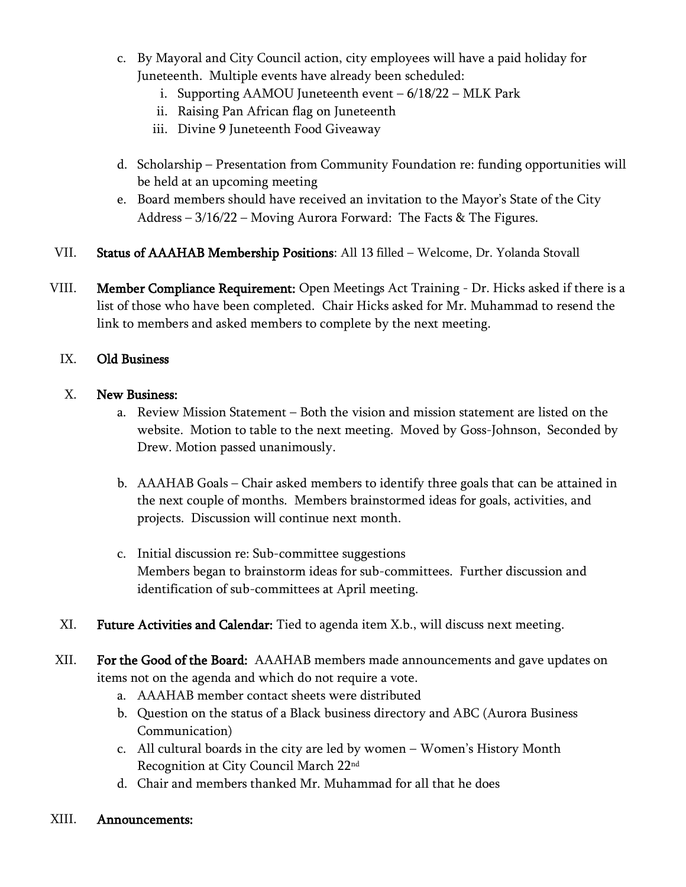c. By Mayoral and City Council action, city employees will have a paid holiday for Juneteenth. Multiple events have already been scheduled:
   i. Supporting AAMOU Juneteenth event – 6/18/22 – MLK Park
   ii. Raising Pan African flag on Juneteenth
   iii. Divine 9 Juneteenth Food Giveaway

d. Scholarship – Presentation from Community Foundation re: funding opportunities will be held at an upcoming meeting

e. Board members should have received an invitation to the Mayor's State of the City Address – 3/16/22 – Moving Aurora Forward: The Facts & The Figures.

VII. **Status of AAAHAB Membership Positions**: All 13 filled – Welcome, Dr. Yolanda Stovall

VIII. **Member Compliance Requirement:** Open Meetings Act Training - Dr. Hicks asked if there is a list of those who have been completed. Chair Hicks asked for Mr. Muhammad to resend the link to members and asked members to complete by the next meeting.

IX. **Old Business**

X. **New Business:**

a. Review Mission Statement – Both the vision and mission statement are listed on the website. Motion to table to the next meeting. Moved by Goss-Johnson, Seconded by Drew. Motion passed unanimously.

b. AAAHAB Goals – Chair asked members to identify three goals that can be attained in the next couple of months. Members brainstormed ideas for goals, activities, and projects. Discussion will continue next month.

c. Initial discussion re: Sub-committee suggestions
   Members began to brainstorm ideas for sub-committees. Further discussion and identification of sub-committees at April meeting.

XI. **Future Activities and Calendar:** Tied to agenda item X.b., will discuss next meeting.

XII. **For the Good of the Board:** AAAHAB members made announcements and gave updates on items not on the agenda and which do not require a vote.

a. AAAHAB member contact sheets were distributed
b. Question on the status of a Black business directory and ABC (Aurora Business Communication)
c. All cultural boards in the city are led by women – Women's History Month Recognition at City Council March 22nd
d. Chair and members thanked Mr. Muhammad for all that he does

XIII. **Announcements:**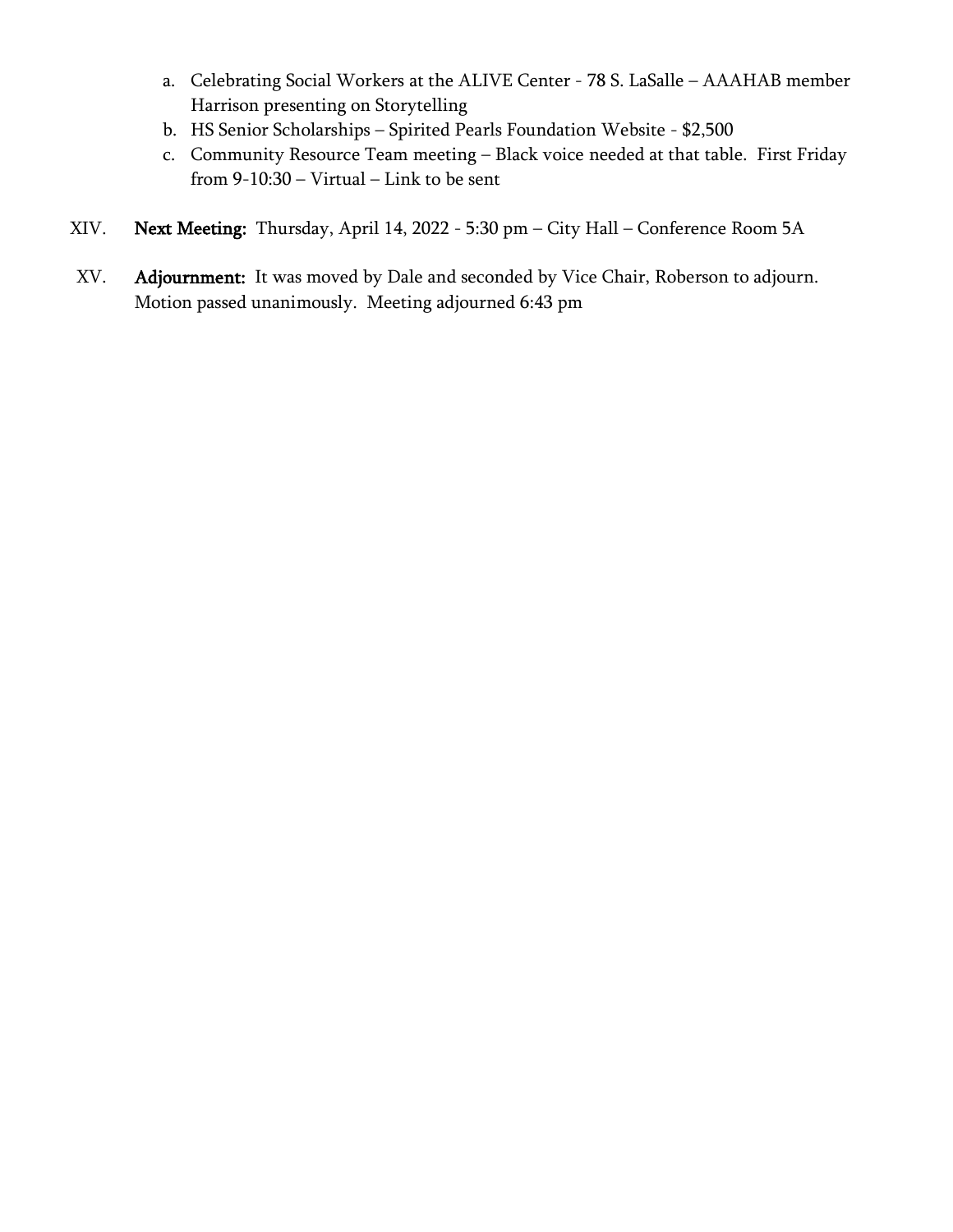a. Celebrating Social Workers at the ALIVE Center - 78 S. LaSalle – AAAHAB member Harrison presenting on Storytelling
b. HS Senior Scholarships – Spirited Pearls Foundation Website - $2,500
c. Community Resource Team meeting – Black voice needed at that table. First Friday from 9-10:30 – Virtual – Link to be sent

XIV. **Next Meeting:** Thursday, April 14, 2022 - 5:30 pm – City Hall – Conference Room 5A

XV. **Adjournment:** It was moved by Dale and seconded by Vice Chair, Roberson to adjourn. Motion passed unanimously. Meeting adjourned 6:43 pm